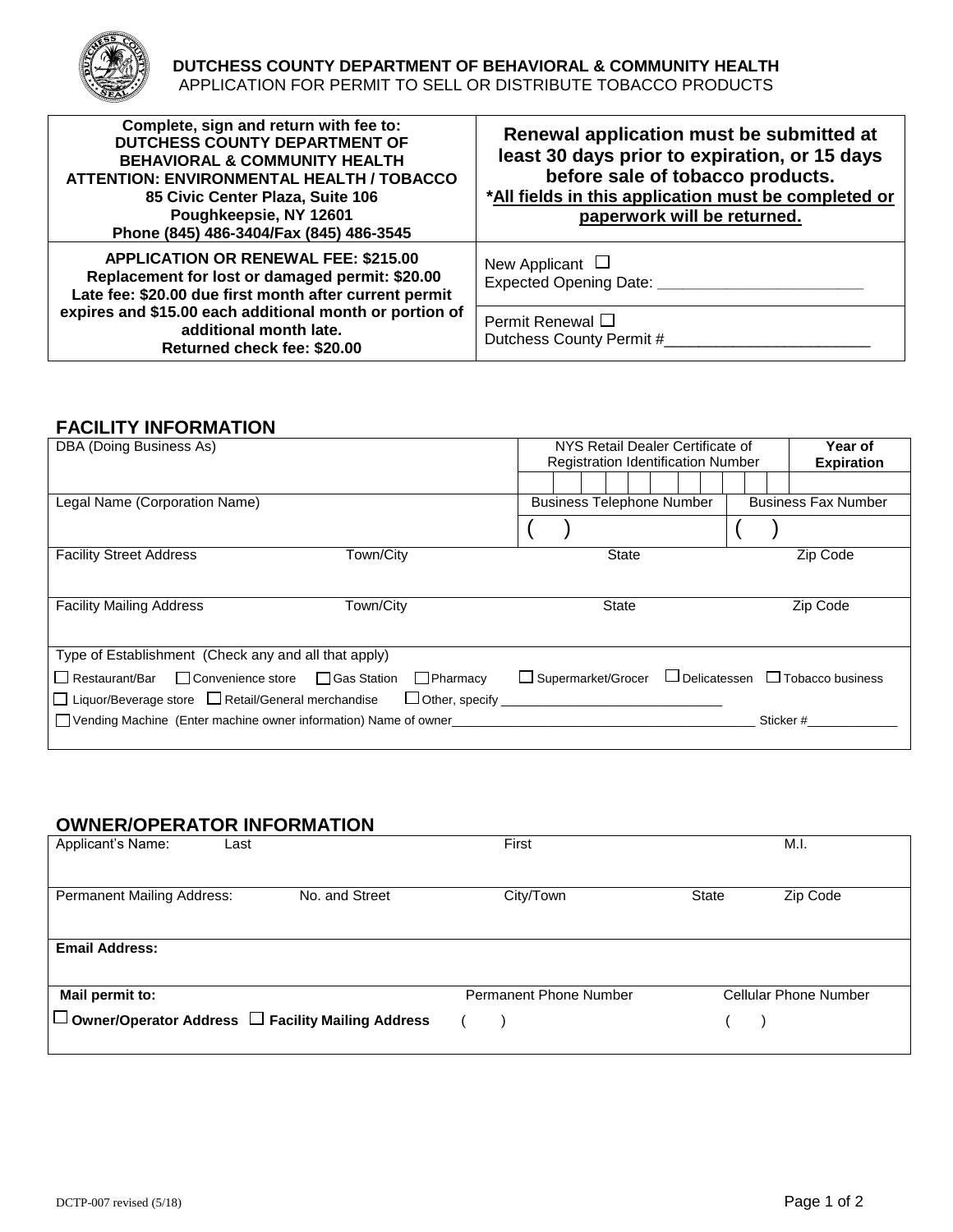**DUTCHESS COUNTY DEPARTMENT OF BEHAVIORAL & COMMUNITY HEALTH**
APPLICATION FOR PERMIT TO SELL OR DISTRIBUTE TOBACCO PRODUCTS

| **Complete, sign and return with fee to:** **DUTCHESS COUNTY DEPARTMENT OF BEHAVIORAL & COMMUNITY HEALTH** **ATTENTION: ENVIRONMENTAL HEALTH / TOBACCO** **85 Civic Center Plaza, Suite 106** **Poughkeepsie, NY 12601** **Phone (845) 486-3404/Fax (845) 486-3545** | **Renewal application must be submitted at least 30 days prior to expiration, or 15 days before sale of tobacco products.** ***All fields in this application must be completed or paperwork will be returned.** |
|---|---|
| **APPLICATION OR RENEWAL FEE: $215.00** **Replacement for lost or damaged permit: $20.00** **Late fee: $20.00 due first month after current permit expires and $15.00 each additional month or portion of additional month late.** **Returned check fee: $20.00** | New Applicant ☐ Expected Opening Date: ________________________ Permit Renewal ☐ Dutchess County Permit #________________________ |

## FACILITY INFORMATION

| DBA (Doing Business As) | | NYS Retail Dealer Certificate of Registration Identification Number | | **Year of Expiration** |
|---|---|---|---|---|
| | | | | |
| Legal Name (Corporation Name) | | Business Telephone Number | | Business Fax Number |
| | | ( ) | | ( ) |
| Facility Street Address | Town/City | State | | Zip Code |
| | | | | |
| Facility Mailing Address | Town/City | State | | Zip Code |
| | | | | |

Type of Establishment (Check any and all that apply)

☐ Restaurant/Bar ☐ Convenience store ☐ Gas Station ☐ Pharmacy ☐ Supermarket/Grocer ☐ Delicatessen ☐ Tobacco business

☐ Liquor/Beverage store ☐ Retail/General merchandise ☐ Other, specify ________________________________

☐ Vending Machine (Enter machine owner information) Name of owner____________________________________________ Sticker #_____________

## OWNER/OPERATOR INFORMATION

| Applicant's Name: Last | | First | | M.I. |
|---|---|---|---|---|
| | | | | |
| Permanent Mailing Address: | No. and Street | City/Town | State | Zip Code |
| | | | | |
| **Email Address:** | | | | |
| | | | | |
| **Mail permit to:** | | Permanent Phone Number | Cellular Phone Number | |
| ☐ **Owner/Operator Address** ☐ **Facility Mailing Address** | | ( ) | ( ) | |

DCTP-007 revised (5/18)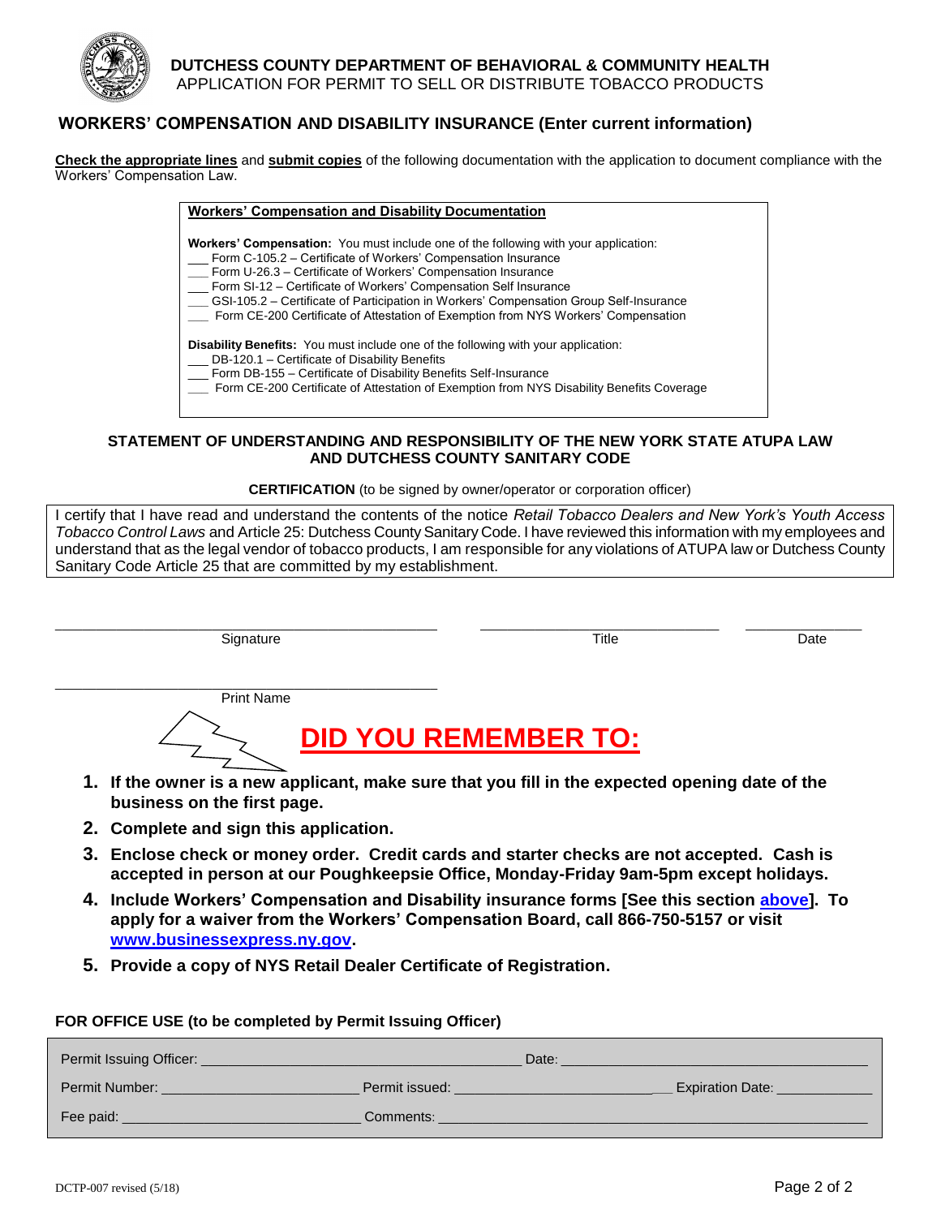DUTCHESS COUNTY DEPARTMENT OF BEHAVIORAL & COMMUNITY HEALTH
APPLICATION FOR PERMIT TO SELL OR DISTRIBUTE TOBACCO PRODUCTS

## WORKERS' COMPENSATION AND DISABILITY INSURANCE (Enter current information)

**Check the appropriate lines** and **submit copies** of the following documentation with the application to document compliance with the Workers' Compensation Law.

**Workers' Compensation and Disability Documentation**

**Workers' Compensation:** You must include one of the following with your application:
___ Form C-105.2 – Certificate of Workers' Compensation Insurance
___ Form U-26.3 – Certificate of Workers' Compensation Insurance
___ Form SI-12 – Certificate of Workers' Compensation Self Insurance
___ GSI-105.2 – Certificate of Participation in Workers' Compensation Group Self-Insurance
___ Form CE-200 Certificate of Attestation of Exemption from NYS Workers' Compensation

**Disability Benefits:** You must include one of the following with your application:
___ DB-120.1 – Certificate of Disability Benefits
___ Form DB-155 – Certificate of Disability Benefits Self-Insurance
___ Form CE-200 Certificate of Attestation of Exemption from NYS Disability Benefits Coverage

### STATEMENT OF UNDERSTANDING AND RESPONSIBILITY OF THE NEW YORK STATE ATUPA LAW AND DUTCHESS COUNTY SANITARY CODE

**CERTIFICATION** (to be signed by owner/operator or corporation officer)

I certify that I have read and understand the contents of the notice *Retail Tobacco Dealers and New York's Youth Access Tobacco Control Laws* and Article 25: Dutchess County Sanitary Code. I have reviewed this information with my employees and understand that as the legal vendor of tobacco products, I am responsible for any violations of ATUPA law or Dutchess County Sanitary Code Article 25 that are committed by my establishment.

_________________________ Signature  _________________ Title  __________ Date

_________________________ Print Name

## DID YOU REMEMBER TO:

1. **If the owner is a new applicant, make sure that you fill in the expected opening date of the business on the first page.**
2. **Complete and sign this application.**
3. **Enclose check or money order. Credit cards and starter checks are not accepted. Cash is accepted in person at our Poughkeepsie Office, Monday-Friday 9am-5pm except holidays.**
4. **Include Workers' Compensation and Disability insurance forms [See this section above]. To apply for a waiver from the Workers' Compensation Board, call 866-750-5157 or visit www.businessexpress.ny.gov.**
5. **Provide a copy of NYS Retail Dealer Certificate of Registration.**

**FOR OFFICE USE (to be completed by Permit Issuing Officer)**

Permit Issuing Officer: ______________________ Date: ______________________

Permit Number: ______________ Permit issued: ______________ Expiration Date: __________

Fee paid: ______________ Comments: ______________________

DCTP-007 revised (5/18)